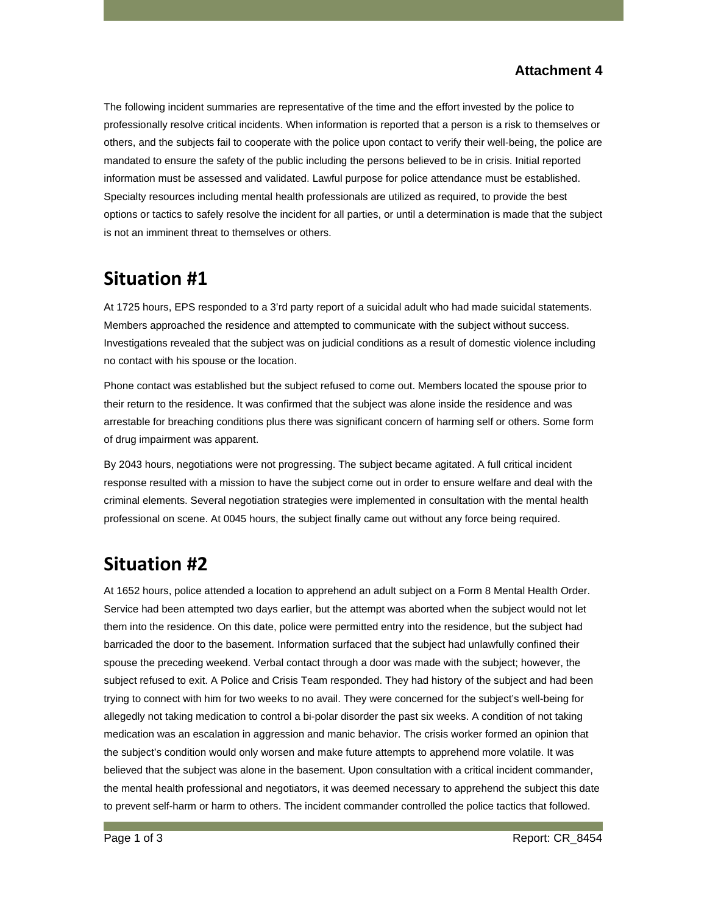**Attachment 4**

The following incident summaries are representative of the time and the effort invested by the police to professionally resolve critical incidents. When information is reported that a person is a risk to themselves or others, and the subjects fail to cooperate with the police upon contact to verify their well-being, the police are mandated to ensure the safety of the public including the persons believed to be in crisis. Initial reported information must be assessed and validated. Lawful purpose for police attendance must be established. Specialty resources including mental health professionals are utilized as required, to provide the best options or tactics to safely resolve the incident for all parties, or until a determination is made that the subject is not an imminent threat to themselves or others.

## Situation #1

At 1725 hours, EPS responded to a 3'rd party report of a suicidal adult who had made suicidal statements. Members approached the residence and attempted to communicate with the subject without success. Investigations revealed that the subject was on judicial conditions as a result of domestic violence including no contact with his spouse or the location.

Phone contact was established but the subject refused to come out. Members located the spouse prior to their return to the residence. It was confirmed that the subject was alone inside the residence and was arrestable for breaching conditions plus there was significant concern of harming self or others. Some form of drug impairment was apparent.

By 2043 hours, negotiations were not progressing. The subject became agitated. A full critical incident response resulted with a mission to have the subject come out in order to ensure welfare and deal with the criminal elements. Several negotiation strategies were implemented in consultation with the mental health professional on scene. At 0045 hours, the subject finally came out without any force being required.

## Situation #2

At 1652 hours, police attended a location to apprehend an adult subject on a Form 8 Mental Health Order. Service had been attempted two days earlier, but the attempt was aborted when the subject would not let them into the residence. On this date, police were permitted entry into the residence, but the subject had barricaded the door to the basement. Information surfaced that the subject had unlawfully confined their spouse the preceding weekend. Verbal contact through a door was made with the subject; however, the subject refused to exit. A Police and Crisis Team responded. They had history of the subject and had been trying to connect with him for two weeks to no avail. They were concerned for the subject's well-being for allegedly not taking medication to control a bi-polar disorder the past six weeks. A condition of not taking medication was an escalation in aggression and manic behavior. The crisis worker formed an opinion that the subject's condition would only worsen and make future attempts to apprehend more volatile. It was believed that the subject was alone in the basement. Upon consultation with a critical incident commander, the mental health professional and negotiators, it was deemed necessary to apprehend the subject this date to prevent self-harm or harm to others. The incident commander controlled the police tactics that followed.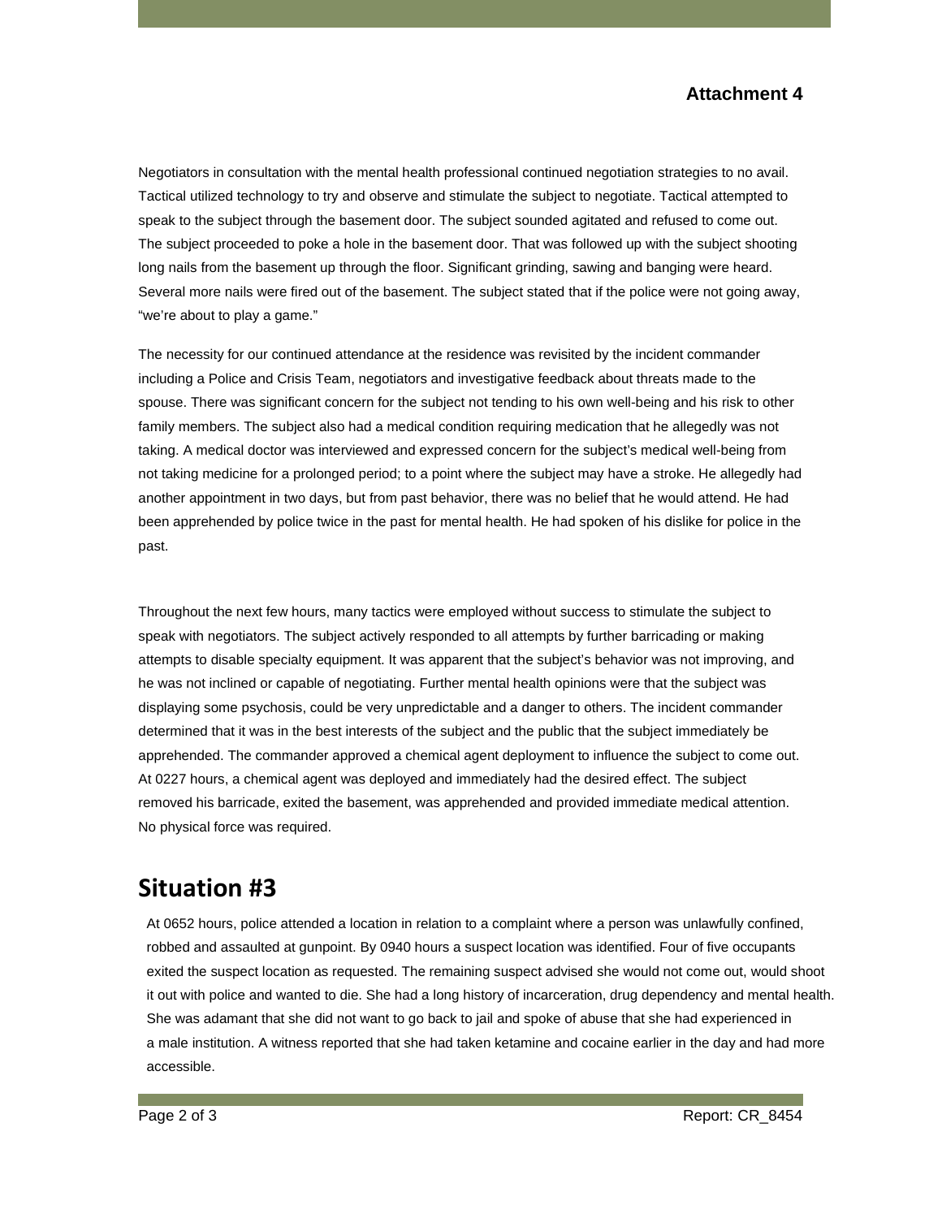**Attachment 4**

Negotiators in consultation with the mental health professional continued negotiation strategies to no avail. Tactical utilized technology to try and observe and stimulate the subject to negotiate. Tactical attempted to speak to the subject through the basement door. The subject sounded agitated and refused to come out. The subject proceeded to poke a hole in the basement door. That was followed up with the subject shooting long nails from the basement up through the floor. Significant grinding, sawing and banging were heard. Several more nails were fired out of the basement. The subject stated that if the police were not going away, "we're about to play a game."

The necessity for our continued attendance at the residence was revisited by the incident commander including a Police and Crisis Team, negotiators and investigative feedback about threats made to the spouse. There was significant concern for the subject not tending to his own well-being and his risk to other family members. The subject also had a medical condition requiring medication that he allegedly was not taking. A medical doctor was interviewed and expressed concern for the subject's medical well-being from not taking medicine for a prolonged period; to a point where the subject may have a stroke. He allegedly had another appointment in two days, but from past behavior, there was no belief that he would attend. He had been apprehended by police twice in the past for mental health. He had spoken of his dislike for police in the past.

Throughout the next few hours, many tactics were employed without success to stimulate the subject to speak with negotiators. The subject actively responded to all attempts by further barricading or making attempts to disable specialty equipment. It was apparent that the subject's behavior was not improving, and he was not inclined or capable of negotiating. Further mental health opinions were that the subject was displaying some psychosis, could be very unpredictable and a danger to others. The incident commander determined that it was in the best interests of the subject and the public that the subject immediately be apprehended. The commander approved a chemical agent deployment to influence the subject to come out. At 0227 hours, a chemical agent was deployed and immediately had the desired effect. The subject removed his barricade, exited the basement, was apprehended and provided immediate medical attention. No physical force was required.

## Situation #3

At 0652 hours, police attended a location in relation to a complaint where a person was unlawfully confined, robbed and assaulted at gunpoint. By 0940 hours a suspect location was identified. Four of five occupants exited the suspect location as requested. The remaining suspect advised she would not come out, would shoot it out with police and wanted to die. She had a long history of incarceration, drug dependency and mental health. She was adamant that she did not want to go back to jail and spoke of abuse that she had experienced in a male institution. A witness reported that she had taken ketamine and cocaine earlier in the day and had more accessible.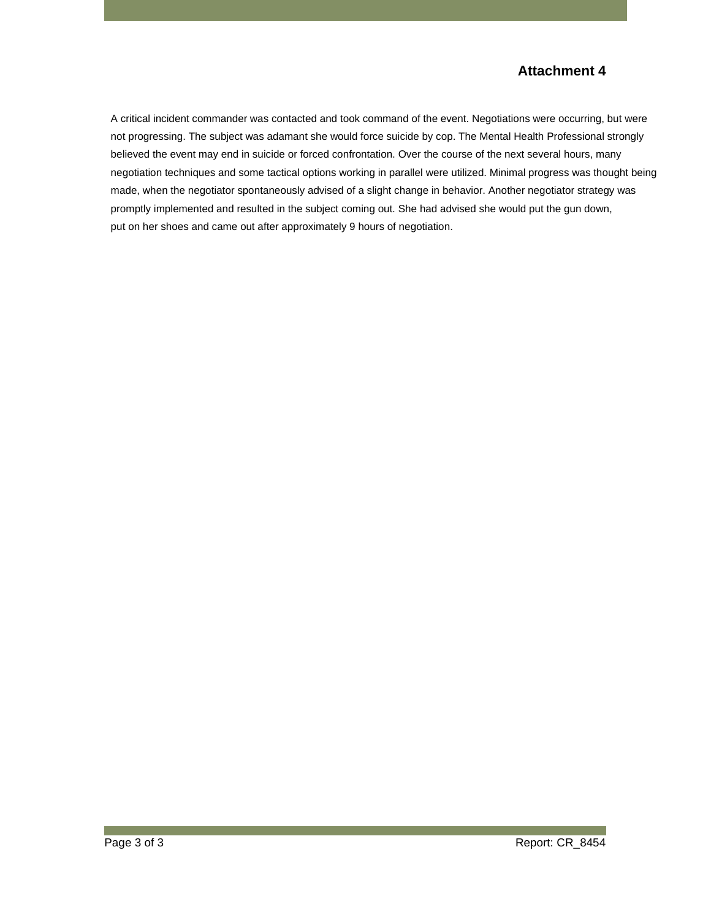## Attachment 4

A critical incident commander was contacted and took command of the event. Negotiations were occurring, but were not progressing. The subject was adamant she would force suicide by cop. The Mental Health Professional strongly believed the event may end in suicide or forced confrontation. Over the course of the next several hours, many negotiation techniques and some tactical options working in parallel were utilized. Minimal progress was thought being made, when the negotiator spontaneously advised of a slight change in behavior. Another negotiator strategy was promptly implemented and resulted in the subject coming out. She had advised she would put the gun down, put on her shoes and came out after approximately 9 hours of negotiation.